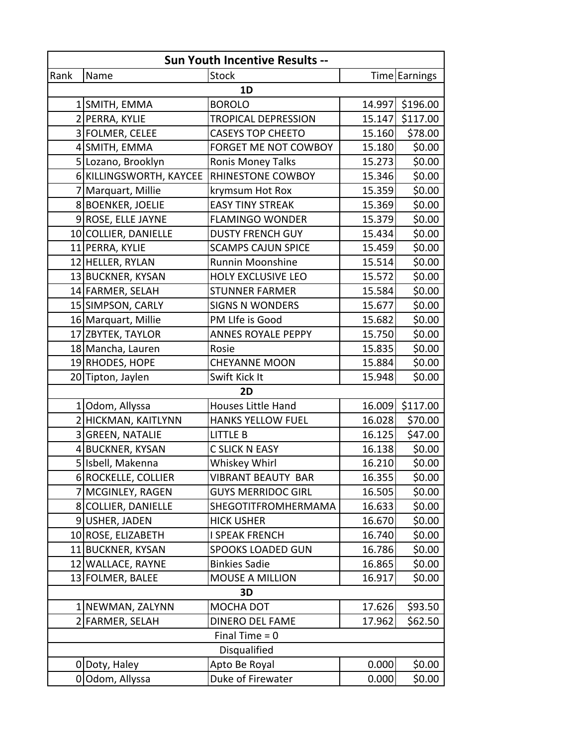| Sun Youth Incentive Results -- | | | | |
|---|---|---|---|---|
| Rank | Name | Stock | Time | Earnings |
| **1D** | | | | |
| 1 | SMITH, EMMA | BOROLO | 14.997 | $196.00 |
| 2 | PERRA, KYLIE | TROPICAL DEPRESSION | 15.147 | $117.00 |
| 3 | FOLMER, CELEE | CASEYS TOP CHEETO | 15.160 | $78.00 |
| 4 | SMITH, EMMA | FORGET ME NOT COWBOY | 15.180 | $0.00 |
| 5 | Lozano, Brooklyn | Ronis Money Talks | 15.273 | $0.00 |
| 6 | KILLINGSWORTH, KAYCEE | RHINESTONE COWBOY | 15.346 | $0.00 |
| 7 | Marquart, Millie | krymsum Hot Rox | 15.359 | $0.00 |
| 8 | BOENKER, JOELIE | EASY TINY STREAK | 15.369 | $0.00 |
| 9 | ROSE, ELLE JAYNE | FLAMINGO WONDER | 15.379 | $0.00 |
| 10 | COLLIER, DANIELLE | DUSTY FRENCH GUY | 15.434 | $0.00 |
| 11 | PERRA, KYLIE | SCAMPS CAJUN SPICE | 15.459 | $0.00 |
| 12 | HELLER, RYLAN | Runnin Moonshine | 15.514 | $0.00 |
| 13 | BUCKNER, KYSAN | HOLY EXCLUSIVE LEO | 15.572 | $0.00 |
| 14 | FARMER, SELAH | STUNNER FARMER | 15.584 | $0.00 |
| 15 | SIMPSON, CARLY | SIGNS N WONDERS | 15.677 | $0.00 |
| 16 | Marquart, Millie | PM LIfe is Good | 15.682 | $0.00 |
| 17 | ZBYTEK, TAYLOR | ANNES ROYALE PEPPY | 15.750 | $0.00 |
| 18 | Mancha, Lauren | Rosie | 15.835 | $0.00 |
| 19 | RHODES, HOPE | CHEYANNE MOON | 15.884 | $0.00 |
| 20 | Tipton, Jaylen | Swift Kick It | 15.948 | $0.00 |
| **2D** | | | | |
| 1 | Odom, Allyssa | Houses Little Hand | 16.009 | $117.00 |
| 2 | HICKMAN, KAITLYNN | HANKS YELLOW FUEL | 16.028 | $70.00 |
| 3 | GREEN, NATALIE | LITTLE B | 16.125 | $47.00 |
| 4 | BUCKNER, KYSAN | C SLICK N EASY | 16.138 | $0.00 |
| 5 | Isbell, Makenna | Whiskey Whirl | 16.210 | $0.00 |
| 6 | ROCKELLE, COLLIER | VIBRANT BEAUTY BAR | 16.355 | $0.00 |
| 7 | MCGINLEY, RAGEN | GUYS MERRIDOC GIRL | 16.505 | $0.00 |
| 8 | COLLIER, DANIELLE | SHEGOTITFROMHERMAMA | 16.633 | $0.00 |
| 9 | USHER, JADEN | HICK USHER | 16.670 | $0.00 |
| 10 | ROSE, ELIZABETH | I SPEAK FRENCH | 16.740 | $0.00 |
| 11 | BUCKNER, KYSAN | SPOOKS LOADED GUN | 16.786 | $0.00 |
| 12 | WALLACE, RAYNE | Binkies Sadie | 16.865 | $0.00 |
| 13 | FOLMER, BALEE | MOUSE A MILLION | 16.917 | $0.00 |
| **3D** | | | | |
| 1 | NEWMAN, ZALYNN | MOCHA DOT | 17.626 | $93.50 |
| 2 | FARMER, SELAH | DINERO DEL FAME | 17.962 | $62.50 |
| Final Time = 0 | | | | |
| Disqualified | | | | |
| 0 | Doty, Haley | Apto Be Royal | 0.000 | $0.00 |
| 0 | Odom, Allyssa | Duke of Firewater | 0.000 | $0.00 |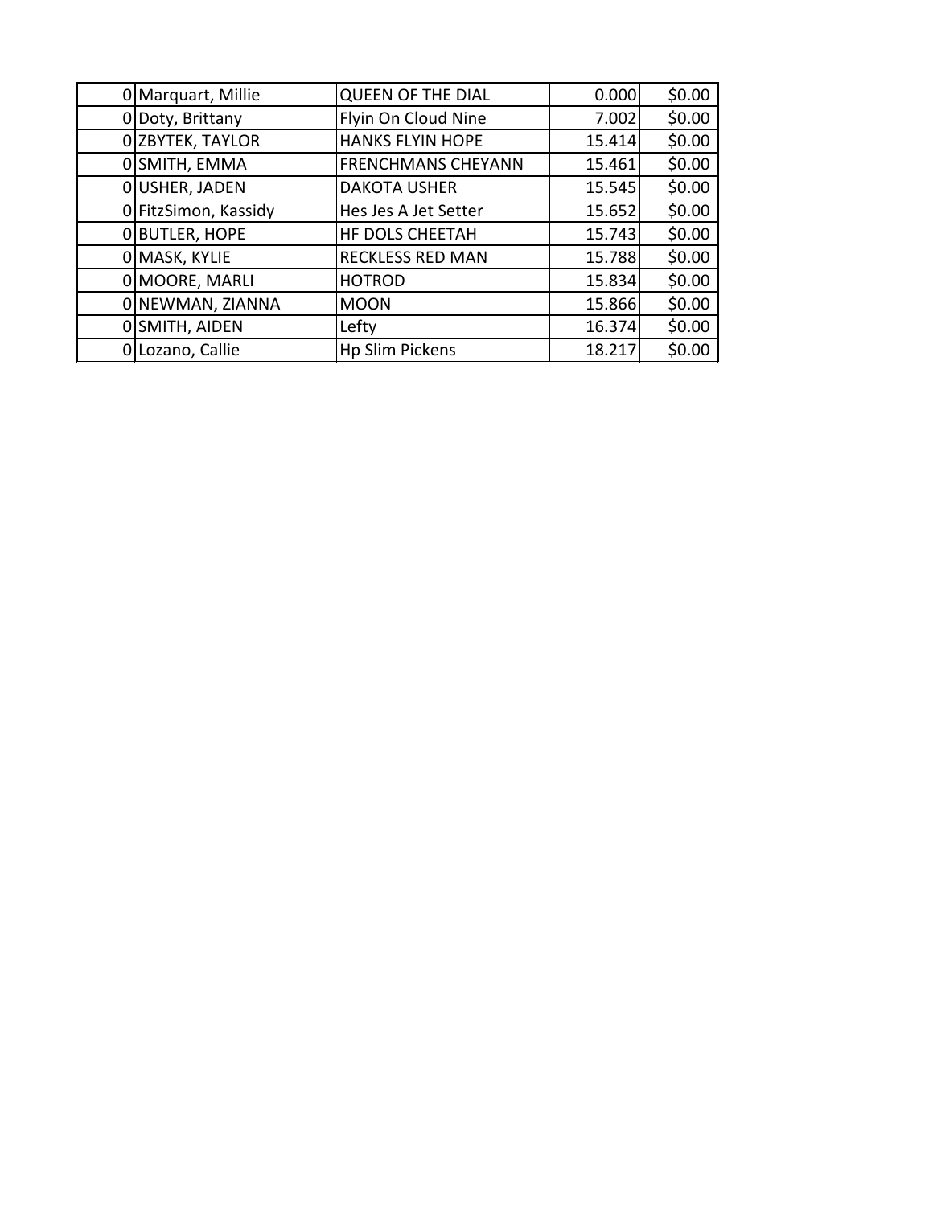| | | | | |
|---|---|---|---|---|
| 0 | Marquart, Millie | QUEEN OF THE DIAL | 0.000 | $0.00 |
| 0 | Doty, Brittany | Flyin On Cloud Nine | 7.002 | $0.00 |
| 0 | ZBYTEK, TAYLOR | HANKS FLYIN HOPE | 15.414 | $0.00 |
| 0 | SMITH, EMMA | FRENCHMANS CHEYANN | 15.461 | $0.00 |
| 0 | USHER, JADEN | DAKOTA USHER | 15.545 | $0.00 |
| 0 | FitzSimon, Kassidy | Hes Jes A Jet Setter | 15.652 | $0.00 |
| 0 | BUTLER, HOPE | HF DOLS CHEETAH | 15.743 | $0.00 |
| 0 | MASK, KYLIE | RECKLESS RED MAN | 15.788 | $0.00 |
| 0 | MOORE, MARLI | HOTROD | 15.834 | $0.00 |
| 0 | NEWMAN, ZIANNA | MOON | 15.866 | $0.00 |
| 0 | SMITH, AIDEN | Lefty | 16.374 | $0.00 |
| 0 | Lozano, Callie | Hp Slim Pickens | 18.217 | $0.00 |